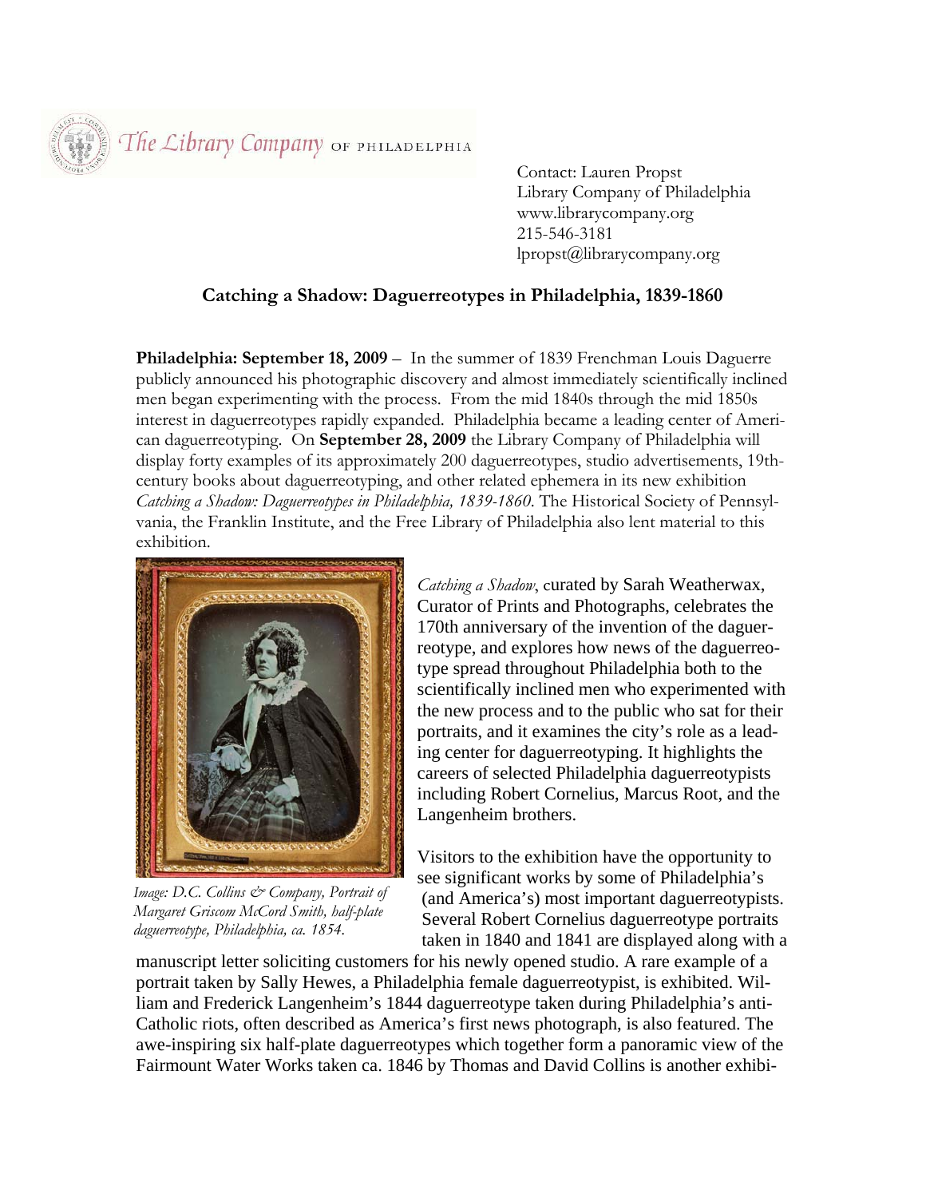The Library Company OF PHILADELPHIA

Contact: Lauren Propst
Library Company of Philadelphia
www.librarycompany.org
215-546-3181
lpropst@librarycompany.org

## Catching a Shadow: Daguerreotypes in Philadelphia, 1839-1860

**Philadelphia: September 18, 2009** – In the summer of 1839 Frenchman Louis Daguerre publicly announced his photographic discovery and almost immediately scientifically inclined men began experimenting with the process. From the mid 1840s through the mid 1850s interest in daguerreotypes rapidly expanded. Philadelphia became a leading center of American daguerreotyping. On **September 28, 2009** the Library Company of Philadelphia will display forty examples of its approximately 200 daguerreotypes, studio advertisements, 19th-century books about daguerreotyping, and other related ephemera in its new exhibition *Catching a Shadow: Daguerreotypes in Philadelphia, 1839-1860*. The Historical Society of Pennsylvania, the Franklin Institute, and the Free Library of Philadelphia also lent material to this exhibition.

*Image: D.C. Collins & Company, Portrait of Margaret Griscom McCord Smith, half-plate daguerreotype, Philadelphia, ca. 1854.*

*Catching a Shadow*, curated by Sarah Weatherwax, Curator of Prints and Photographs, celebrates the 170th anniversary of the invention of the daguerreotype, and explores how news of the daguerreotype spread throughout Philadelphia both to the scientifically inclined men who experimented with the new process and to the public who sat for their portraits, and it examines the city's role as a leading center for daguerreotyping. It highlights the careers of selected Philadelphia daguerreotypists including Robert Cornelius, Marcus Root, and the Langenheim brothers.

Visitors to the exhibition have the opportunity to see significant works by some of Philadelphia's (and America's) most important daguerreotypists. Several Robert Cornelius daguerreotype portraits taken in 1840 and 1841 are displayed along with a manuscript letter soliciting customers for his newly opened studio. A rare example of a portrait taken by Sally Hewes, a Philadelphia female daguerreotypist, is exhibited. William and Frederick Langenheim's 1844 daguerreotype taken during Philadelphia's anti-Catholic riots, often described as America's first news photograph, is also featured. The awe-inspiring six half-plate daguerreotypes which together form a panoramic view of the Fairmount Water Works taken ca. 1846 by Thomas and David Collins is another exhibi-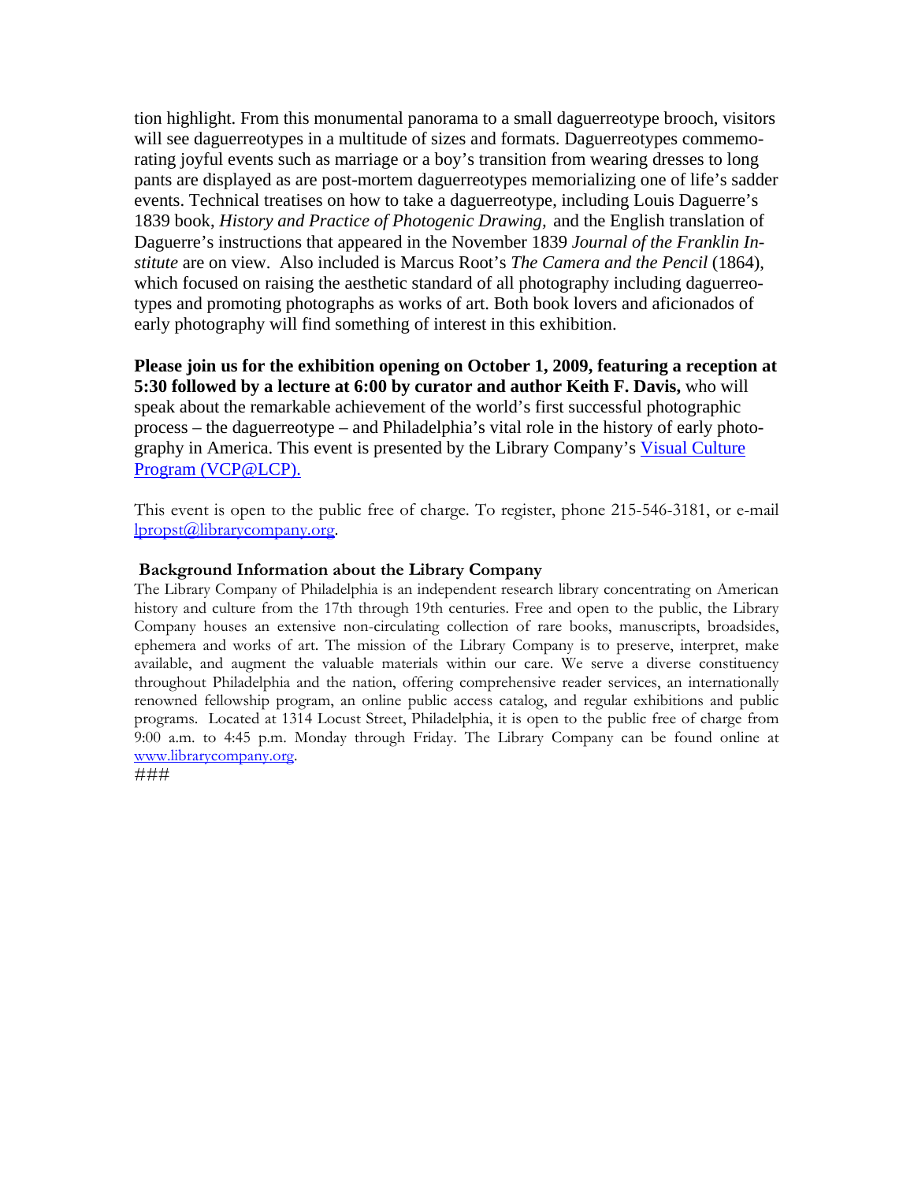tion highlight. From this monumental panorama to a small daguerreotype brooch, visitors will see daguerreotypes in a multitude of sizes and formats. Daguerreotypes commemorating joyful events such as marriage or a boy's transition from wearing dresses to long pants are displayed as are post-mortem daguerreotypes memorializing one of life's sadder events. Technical treatises on how to take a daguerreotype, including Louis Daguerre's 1839 book, *History and Practice of Photogenic Drawing,* and the English translation of Daguerre's instructions that appeared in the November 1839 *Journal of the Franklin Institute* are on view. Also included is Marcus Root's *The Camera and the Pencil* (1864), which focused on raising the aesthetic standard of all photography including daguerreotypes and promoting photographs as works of art. Both book lovers and aficionados of early photography will find something of interest in this exhibition.

**Please join us for the exhibition opening on October 1, 2009, featuring a reception at 5:30 followed by a lecture at 6:00 by curator and author Keith F. Davis,** who will speak about the remarkable achievement of the world's first successful photographic process – the daguerreotype – and Philadelphia's vital role in the history of early photography in America. This event is presented by the Library Company's Visual Culture Program (VCP@LCP).

This event is open to the public free of charge. To register, phone 215-546-3181, or e-mail lpropst@librarycompany.org.

**Background Information about the Library Company**

The Library Company of Philadelphia is an independent research library concentrating on American history and culture from the 17th through 19th centuries. Free and open to the public, the Library Company houses an extensive non-circulating collection of rare books, manuscripts, broadsides, ephemera and works of art. The mission of the Library Company is to preserve, interpret, make available, and augment the valuable materials within our care. We serve a diverse constituency throughout Philadelphia and the nation, offering comprehensive reader services, an internationally renowned fellowship program, an online public access catalog, and regular exhibitions and public programs. Located at 1314 Locust Street, Philadelphia, it is open to the public free of charge from 9:00 a.m. to 4:45 p.m. Monday through Friday. The Library Company can be found online at www.librarycompany.org.

###